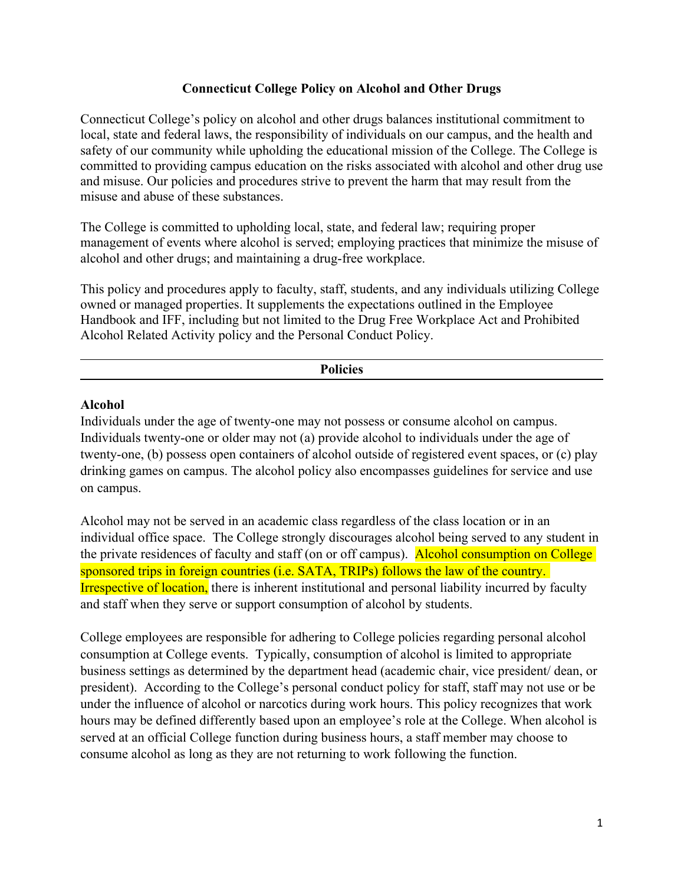# Connecticut College Policy on Alcohol and Other Drugs

Connecticut College's policy on alcohol and other drugs balances institutional commitment to local, state and federal laws, the responsibility of individuals on our campus, and the health and safety of our community while upholding the educational mission of the College. The College is committed to providing campus education on the risks associated with alcohol and other drug use and misuse. Our policies and procedures strive to prevent the harm that may result from the misuse and abuse of these substances.

The College is committed to upholding local, state, and federal law; requiring proper management of events where alcohol is served; employing practices that minimize the misuse of alcohol and other drugs; and maintaining a drug-free workplace.

This policy and procedures apply to faculty, staff, students, and any individuals utilizing College owned or managed properties. It supplements the expectations outlined in the Employee Handbook and IFF, including but not limited to the Drug Free Workplace Act and Prohibited Alcohol Related Activity policy and the Personal Conduct Policy.

---

## Policies

---

### Alcohol

Individuals under the age of twenty-one may not possess or consume alcohol on campus. Individuals twenty-one or older may not (a) provide alcohol to individuals under the age of twenty-one, (b) possess open containers of alcohol outside of registered event spaces, or (c) play drinking games on campus. The alcohol policy also encompasses guidelines for service and use on campus.

Alcohol may not be served in an academic class regardless of the class location or in an individual office space. The College strongly discourages alcohol being served to any student in the private residences of faculty and staff (on or off campus). Alcohol consumption on College sponsored trips in foreign countries (i.e. SATA, TRIPs) follows the law of the country. Irrespective of location, there is inherent institutional and personal liability incurred by faculty and staff when they serve or support consumption of alcohol by students.

College employees are responsible for adhering to College policies regarding personal alcohol consumption at College events. Typically, consumption of alcohol is limited to appropriate business settings as determined by the department head (academic chair, vice president/ dean, or president). According to the College's personal conduct policy for staff, staff may not use or be under the influence of alcohol or narcotics during work hours. This policy recognizes that work hours may be defined differently based upon an employee's role at the College. When alcohol is served at an official College function during business hours, a staff member may choose to consume alcohol as long as they are not returning to work following the function.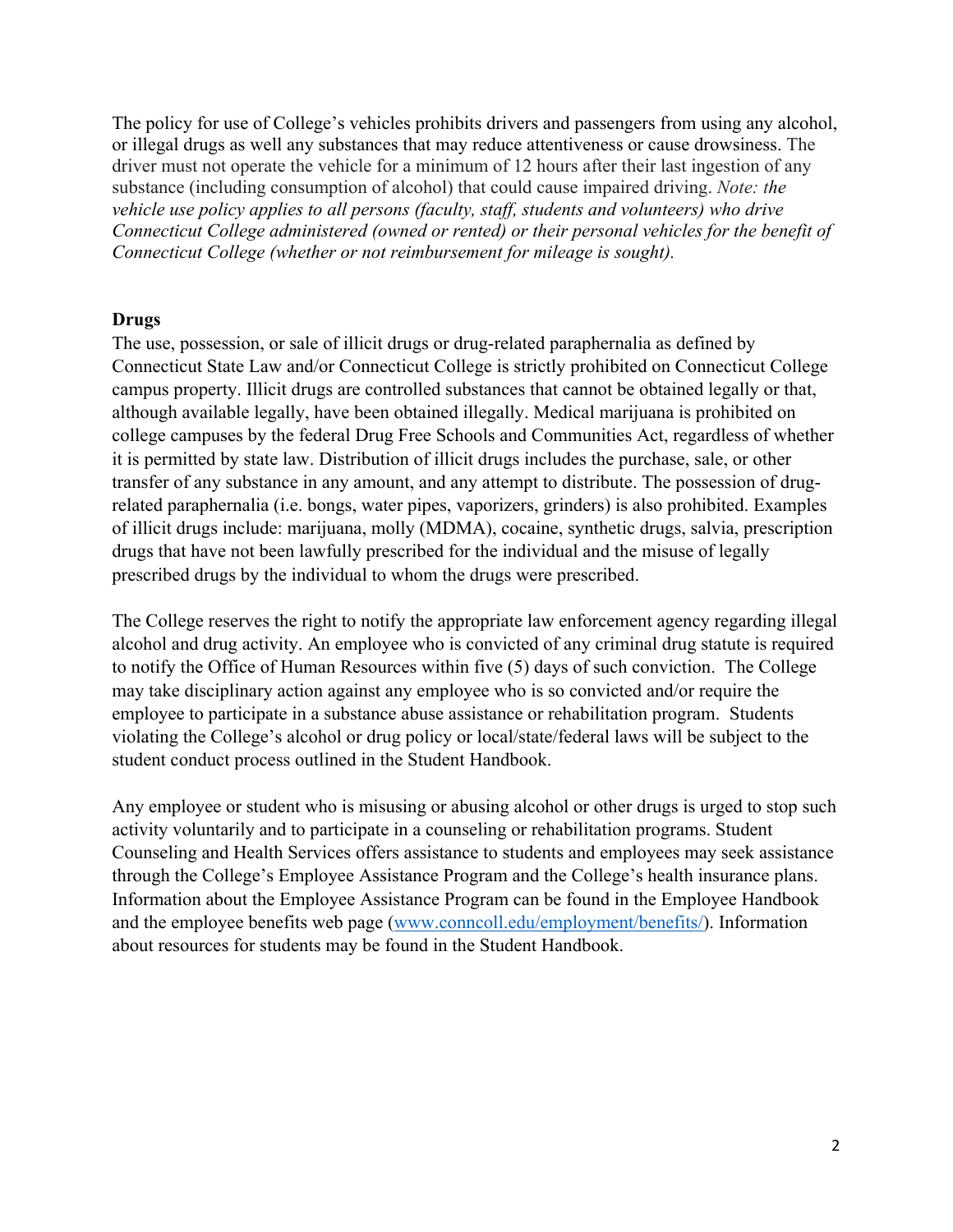The policy for use of College's vehicles prohibits drivers and passengers from using any alcohol, or illegal drugs as well any substances that may reduce attentiveness or cause drowsiness. The driver must not operate the vehicle for a minimum of 12 hours after their last ingestion of any substance (including consumption of alcohol) that could cause impaired driving. *Note: the vehicle use policy applies to all persons (faculty, staff, students and volunteers) who drive Connecticut College administered (owned or rented) or their personal vehicles for the benefit of Connecticut College (whether or not reimbursement for mileage is sought).*

**Drugs**

The use, possession, or sale of illicit drugs or drug-related paraphernalia as defined by Connecticut State Law and/or Connecticut College is strictly prohibited on Connecticut College campus property. Illicit drugs are controlled substances that cannot be obtained legally or that, although available legally, have been obtained illegally. Medical marijuana is prohibited on college campuses by the federal Drug Free Schools and Communities Act, regardless of whether it is permitted by state law. Distribution of illicit drugs includes the purchase, sale, or other transfer of any substance in any amount, and any attempt to distribute. The possession of drug-related paraphernalia (i.e. bongs, water pipes, vaporizers, grinders) is also prohibited. Examples of illicit drugs include: marijuana, molly (MDMA), cocaine, synthetic drugs, salvia, prescription drugs that have not been lawfully prescribed for the individual and the misuse of legally prescribed drugs by the individual to whom the drugs were prescribed.

The College reserves the right to notify the appropriate law enforcement agency regarding illegal alcohol and drug activity. An employee who is convicted of any criminal drug statute is required to notify the Office of Human Resources within five (5) days of such conviction. The College may take disciplinary action against any employee who is so convicted and/or require the employee to participate in a substance abuse assistance or rehabilitation program. Students violating the College's alcohol or drug policy or local/state/federal laws will be subject to the student conduct process outlined in the Student Handbook.

Any employee or student who is misusing or abusing alcohol or other drugs is urged to stop such activity voluntarily and to participate in a counseling or rehabilitation programs. Student Counseling and Health Services offers assistance to students and employees may seek assistance through the College's Employee Assistance Program and the College's health insurance plans. Information about the Employee Assistance Program can be found in the Employee Handbook and the employee benefits web page (www.conncoll.edu/employment/benefits/). Information about resources for students may be found in the Student Handbook.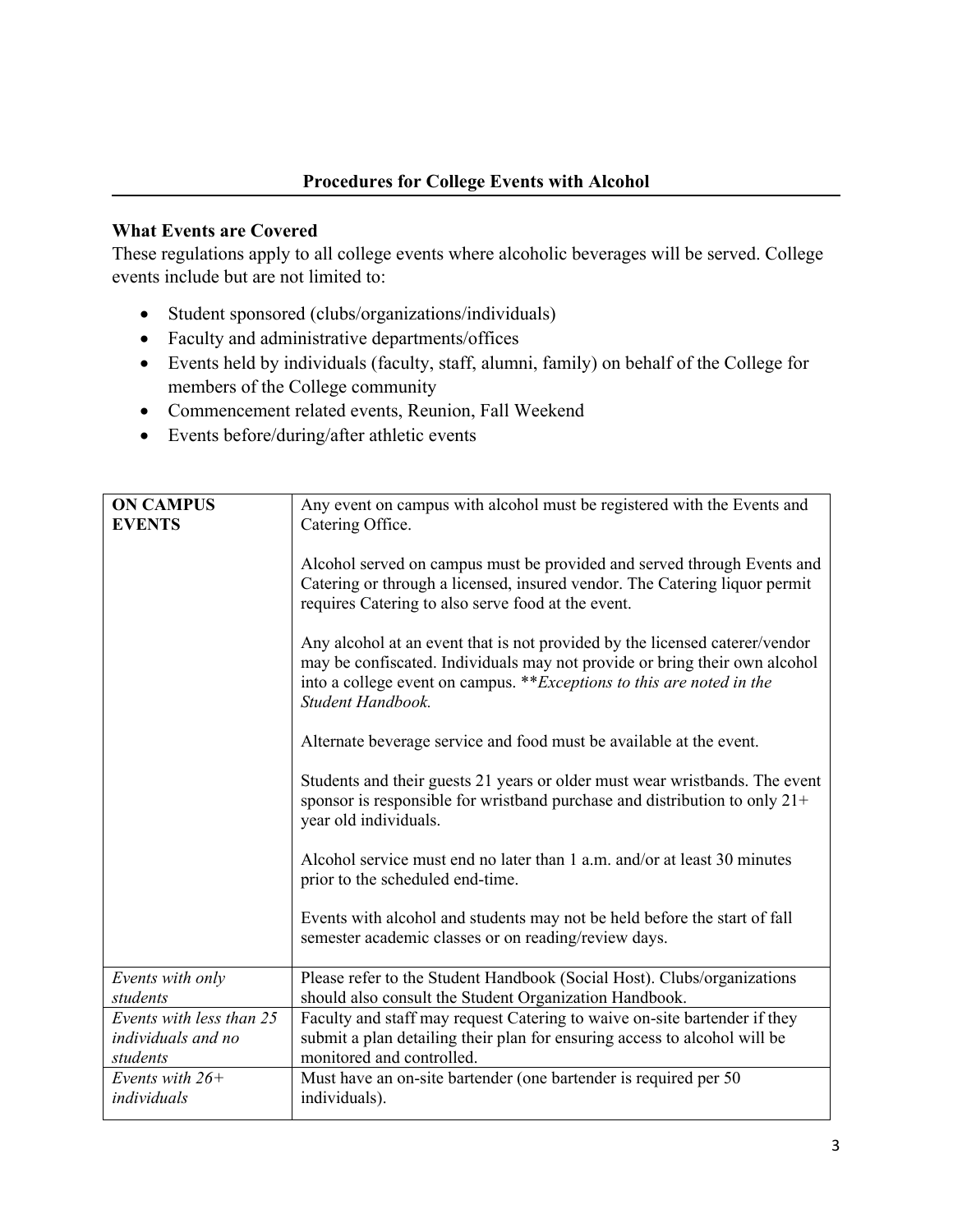## Procedures for College Events with Alcohol

### What Events are Covered

These regulations apply to all college events where alcoholic beverages will be served. College events include but are not limited to:

- Student sponsored (clubs/organizations/individuals)
- Faculty and administrative departments/offices
- Events held by individuals (faculty, staff, alumni, family) on behalf of the College for members of the College community
- Commencement related events, Reunion, Fall Weekend
- Events before/during/after athletic events

| **ON CAMPUS EVENTS** | Any event on campus with alcohol must be registered with the Events and Catering Office.<br><br>Alcohol served on campus must be provided and served through Events and Catering or through a licensed, insured vendor. The Catering liquor permit requires Catering to also serve food at the event.<br><br>Any alcohol at an event that is not provided by the licensed caterer/vendor may be confiscated. Individuals may not provide or bring their own alcohol into a college event on campus. ***Exceptions to this are noted in the Student Handbook.*<br><br>Alternate beverage service and food must be available at the event.<br><br>Students and their guests 21 years or older must wear wristbands. The event sponsor is responsible for wristband purchase and distribution to only 21+ year old individuals.<br><br>Alcohol service must end no later than 1 a.m. and/or at least 30 minutes prior to the scheduled end-time.<br><br>Events with alcohol and students may not be held before the start of fall semester academic classes or on reading/review days. |
|---|---|
| *Events with only students* | Please refer to the Student Handbook (Social Host). Clubs/organizations should also consult the Student Organization Handbook. |
| *Events with less than 25 individuals and no students* | Faculty and staff may request Catering to waive on-site bartender if they submit a plan detailing their plan for ensuring access to alcohol will be monitored and controlled. |
| *Events with 26+ individuals* | Must have an on-site bartender (one bartender is required per 50 individuals). |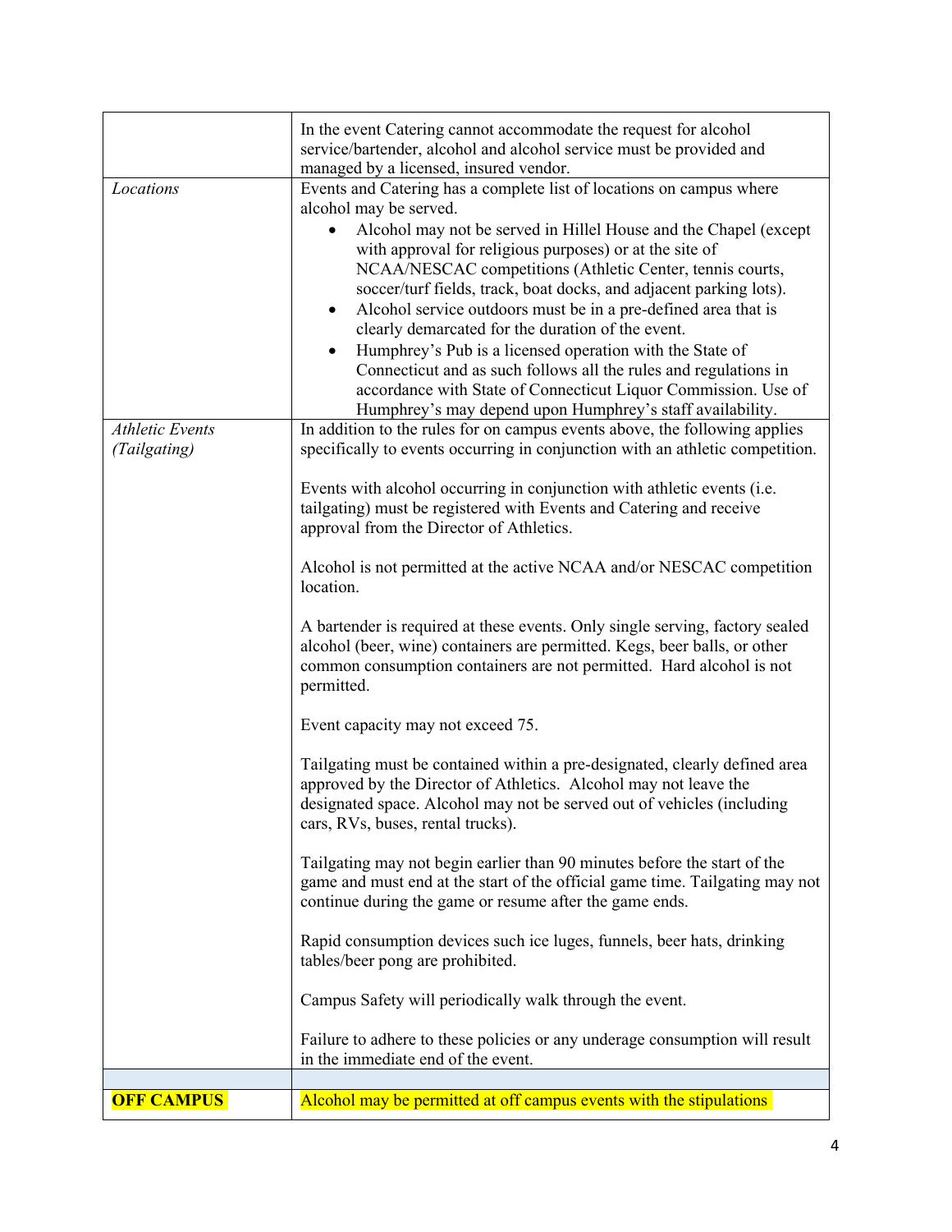| | |
|---|---|
| | In the event Catering cannot accommodate the request for alcohol service/bartender, alcohol and alcohol service must be provided and managed by a licensed, insured vendor. |
| *Locations* | Events and Catering has a complete list of locations on campus where alcohol may be served.<br>• Alcohol may not be served in Hillel House and the Chapel (except with approval for religious purposes) or at the site of NCAA/NESCAC competitions (Athletic Center, tennis courts, soccer/turf fields, track, boat docks, and adjacent parking lots).<br>• Alcohol service outdoors must be in a pre-defined area that is clearly demarcated for the duration of the event.<br>• Humphrey's Pub is a licensed operation with the State of Connecticut and as such follows all the rules and regulations in accordance with State of Connecticut Liquor Commission. Use of Humphrey's may depend upon Humphrey's staff availability. |
| *Athletic Events (Tailgating)* | In addition to the rules for on campus events above, the following applies specifically to events occurring in conjunction with an athletic competition.<br><br>Events with alcohol occurring in conjunction with athletic events (i.e. tailgating) must be registered with Events and Catering and receive approval from the Director of Athletics.<br><br>Alcohol is not permitted at the active NCAA and/or NESCAC competition location.<br><br>A bartender is required at these events. Only single serving, factory sealed alcohol (beer, wine) containers are permitted. Kegs, beer balls, or other common consumption containers are not permitted. Hard alcohol is not permitted.<br><br>Event capacity may not exceed 75.<br><br>Tailgating must be contained within a pre-designated, clearly defined area approved by the Director of Athletics. Alcohol may not leave the designated space. Alcohol may not be served out of vehicles (including cars, RVs, buses, rental trucks).<br><br>Tailgating may not begin earlier than 90 minutes before the start of the game and must end at the start of the official game time. Tailgating may not continue during the game or resume after the game ends.<br><br>Rapid consumption devices such ice luges, funnels, beer hats, drinking tables/beer pong are prohibited.<br><br>Campus Safety will periodically walk through the event.<br><br>Failure to adhere to these policies or any underage consumption will result in the immediate end of the event. |
| | |
| **OFF CAMPUS** | Alcohol may be permitted at off campus events with the stipulations |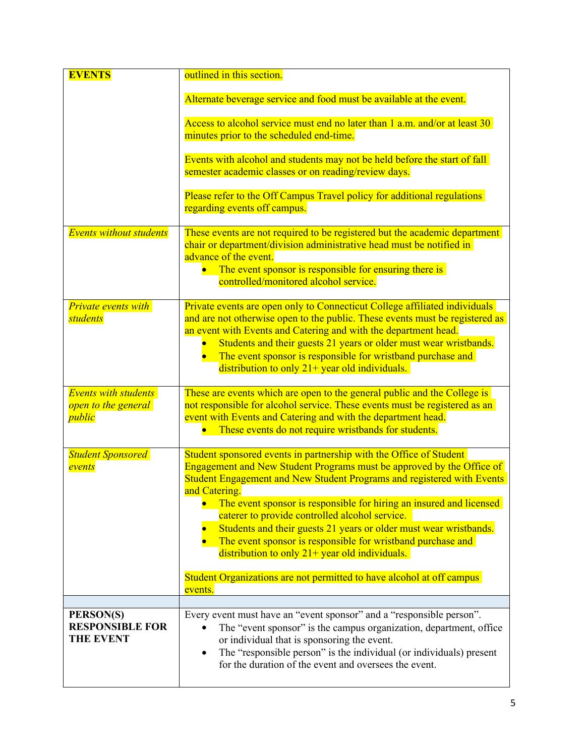| **EVENTS** | outlined in this section.<br><br>Alternate beverage service and food must be available at the event.<br><br>Access to alcohol service must end no later than 1 a.m. and/or at least 30 minutes prior to the scheduled end-time.<br><br>Events with alcohol and students may not be held before the start of fall semester academic classes or on reading/review days.<br><br>Please refer to the Off Campus Travel policy for additional regulations regarding events off campus. |
|---|---|
| *Events without students* | These events are not required to be registered but the academic department chair or department/division administrative head must be notified in advance of the event.<br>• The event sponsor is responsible for ensuring there is controlled/monitored alcohol service. |
| *Private events with students* | Private events are open only to Connecticut College affiliated individuals and are not otherwise open to the public. These events must be registered as an event with Events and Catering and with the department head.<br>• Students and their guests 21 years or older must wear wristbands.<br>• The event sponsor is responsible for wristband purchase and distribution to only 21+ year old individuals. |
| *Events with students open to the general public* | These are events which are open to the general public and the College is not responsible for alcohol service. These events must be registered as an event with Events and Catering and with the department head.<br>• These events do not require wristbands for students. |
| *Student Sponsored events* | Student sponsored events in partnership with the Office of Student Engagement and New Student Programs must be approved by the Office of Student Engagement and New Student Programs and registered with Events and Catering.<br>• The event sponsor is responsible for hiring an insured and licensed caterer to provide controlled alcohol service.<br>• Students and their guests 21 years or older must wear wristbands.<br>• The event sponsor is responsible for wristband purchase and distribution to only 21+ year old individuals.<br><br>Student Organizations are not permitted to have alcohol at off campus events. |
| | |
| **PERSON(S) RESPONSIBLE FOR THE EVENT** | Every event must have an "event sponsor" and a "responsible person".<br>• The "event sponsor" is the campus organization, department, office or individual that is sponsoring the event.<br>• The "responsible person" is the individual (or individuals) present for the duration of the event and oversees the event. |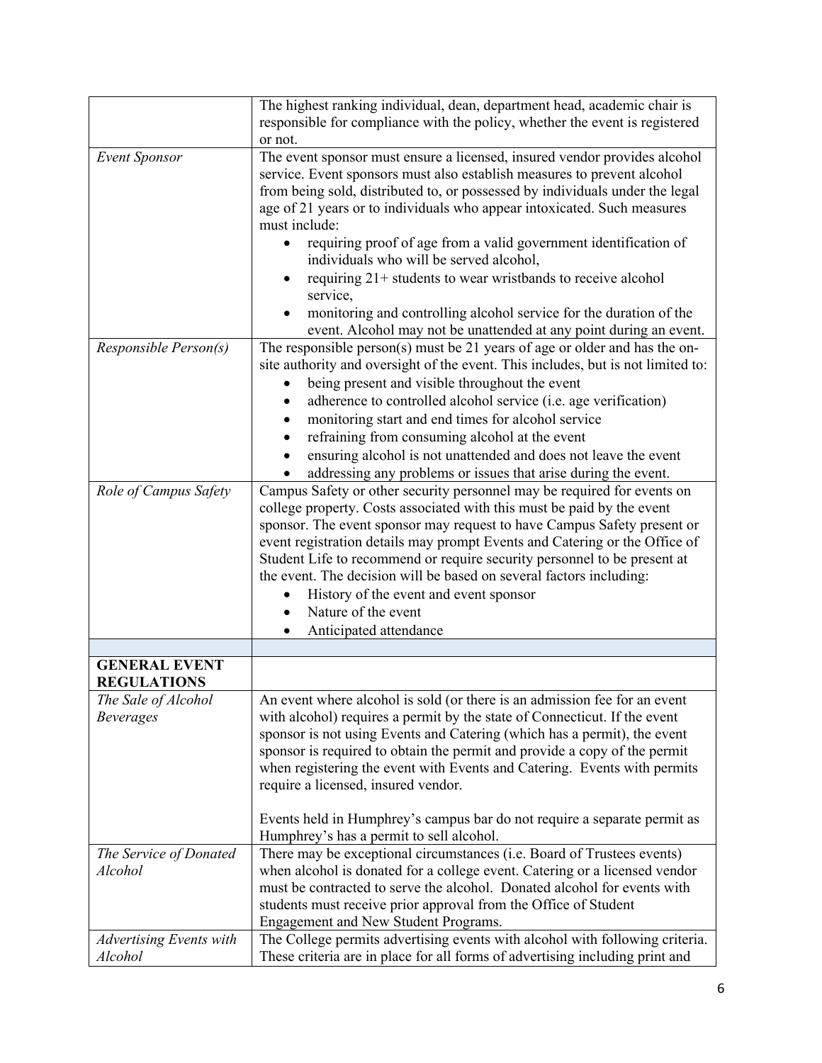| | |
|---|---|
| | The highest ranking individual, dean, department head, academic chair is responsible for compliance with the policy, whether the event is registered or not. |
| *Event Sponsor* | The event sponsor must ensure a licensed, insured vendor provides alcohol service. Event sponsors must also establish measures to prevent alcohol from being sold, distributed to, or possessed by individuals under the legal age of 21 years or to individuals who appear intoxicated. Such measures must include:<br>• requiring proof of age from a valid government identification of individuals who will be served alcohol,<br>• requiring 21+ students to wear wristbands to receive alcohol service,<br>• monitoring and controlling alcohol service for the duration of the event. Alcohol may not be unattended at any point during an event. |
| *Responsible Person(s)* | The responsible person(s) must be 21 years of age or older and has the on-site authority and oversight of the event. This includes, but is not limited to:<br>• being present and visible throughout the event<br>• adherence to controlled alcohol service (i.e. age verification)<br>• monitoring start and end times for alcohol service<br>• refraining from consuming alcohol at the event<br>• ensuring alcohol is not unattended and does not leave the event<br>• addressing any problems or issues that arise during the event. |
| *Role of Campus Safety* | Campus Safety or other security personnel may be required for events on college property. Costs associated with this must be paid by the event sponsor. The event sponsor may request to have Campus Safety present or event registration details may prompt Events and Catering or the Office of Student Life to recommend or require security personnel to be present at the event. The decision will be based on several factors including:<br>• History of the event and event sponsor<br>• Nature of the event<br>• Anticipated attendance |
| | |
| **GENERAL EVENT REGULATIONS** | |
| *The Sale of Alcohol Beverages* | An event where alcohol is sold (or there is an admission fee for an event with alcohol) requires a permit by the state of Connecticut. If the event sponsor is not using Events and Catering (which has a permit), the event sponsor is required to obtain the permit and provide a copy of the permit when registering the event with Events and Catering. Events with permits require a licensed, insured vendor.<br><br>Events held in Humphrey's campus bar do not require a separate permit as Humphrey's has a permit to sell alcohol. |
| *The Service of Donated Alcohol* | There may be exceptional circumstances (i.e. Board of Trustees events) when alcohol is donated for a college event. Catering or a licensed vendor must be contracted to serve the alcohol. Donated alcohol for events with students must receive prior approval from the Office of Student Engagement and New Student Programs. |
| *Advertising Events with Alcohol* | The College permits advertising events with alcohol with following criteria. These criteria are in place for all forms of advertising including print and |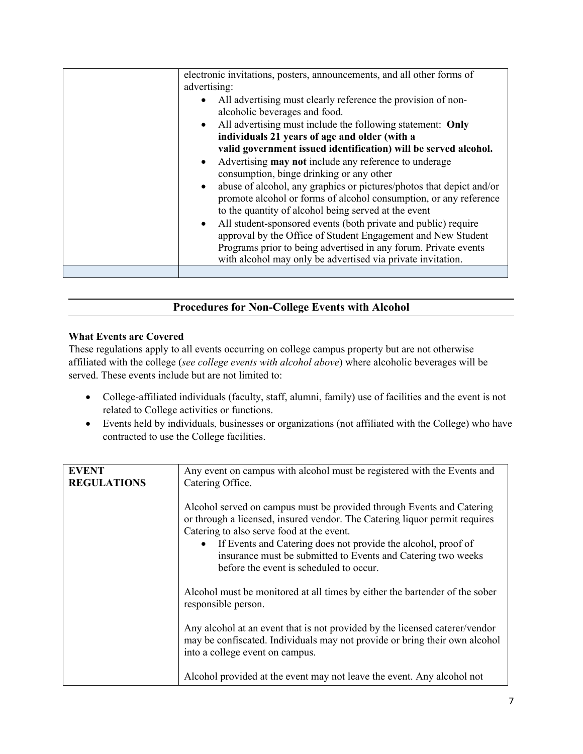| | |
|---|---|
| | electronic invitations, posters, announcements, and all other forms of advertising:<br>• All advertising must clearly reference the provision of non-alcoholic beverages and food.<br>• All advertising must include the following statement: **Only individuals 21 years of age and older (with a valid government issued identification) will be served alcohol.**<br>• Advertising **may not** include any reference to underage consumption, binge drinking or any other<br>• abuse of alcohol, any graphics or pictures/photos that depict and/or promote alcohol or forms of alcohol consumption, or any reference to the quantity of alcohol being served at the event<br>• All student-sponsored events (both private and public) require approval by the Office of Student Engagement and New Student Programs prior to being advertised in any forum. Private events with alcohol may only be advertised via private invitation. |
| | |

## Procedures for Non-College Events with Alcohol

**What Events are Covered**

These regulations apply to all events occurring on college campus property but are not otherwise affiliated with the college (*see college events with alcohol above*) where alcoholic beverages will be served. These events include but are not limited to:

- College-affiliated individuals (faculty, staff, alumni, family) use of facilities and the event is not related to College activities or functions.
- Events held by individuals, businesses or organizations (not affiliated with the College) who have contracted to use the College facilities.

| | |
|---|---|
| **EVENT REGULATIONS** | Any event on campus with alcohol must be registered with the Events and Catering Office.<br><br>Alcohol served on campus must be provided through Events and Catering or through a licensed, insured vendor. The Catering liquor permit requires Catering to also serve food at the event.<br>• If Events and Catering does not provide the alcohol, proof of insurance must be submitted to Events and Catering two weeks before the event is scheduled to occur.<br><br>Alcohol must be monitored at all times by either the bartender of the sober responsible person.<br><br>Any alcohol at an event that is not provided by the licensed caterer/vendor may be confiscated. Individuals may not provide or bring their own alcohol into a college event on campus.<br><br>Alcohol provided at the event may not leave the event. Any alcohol not |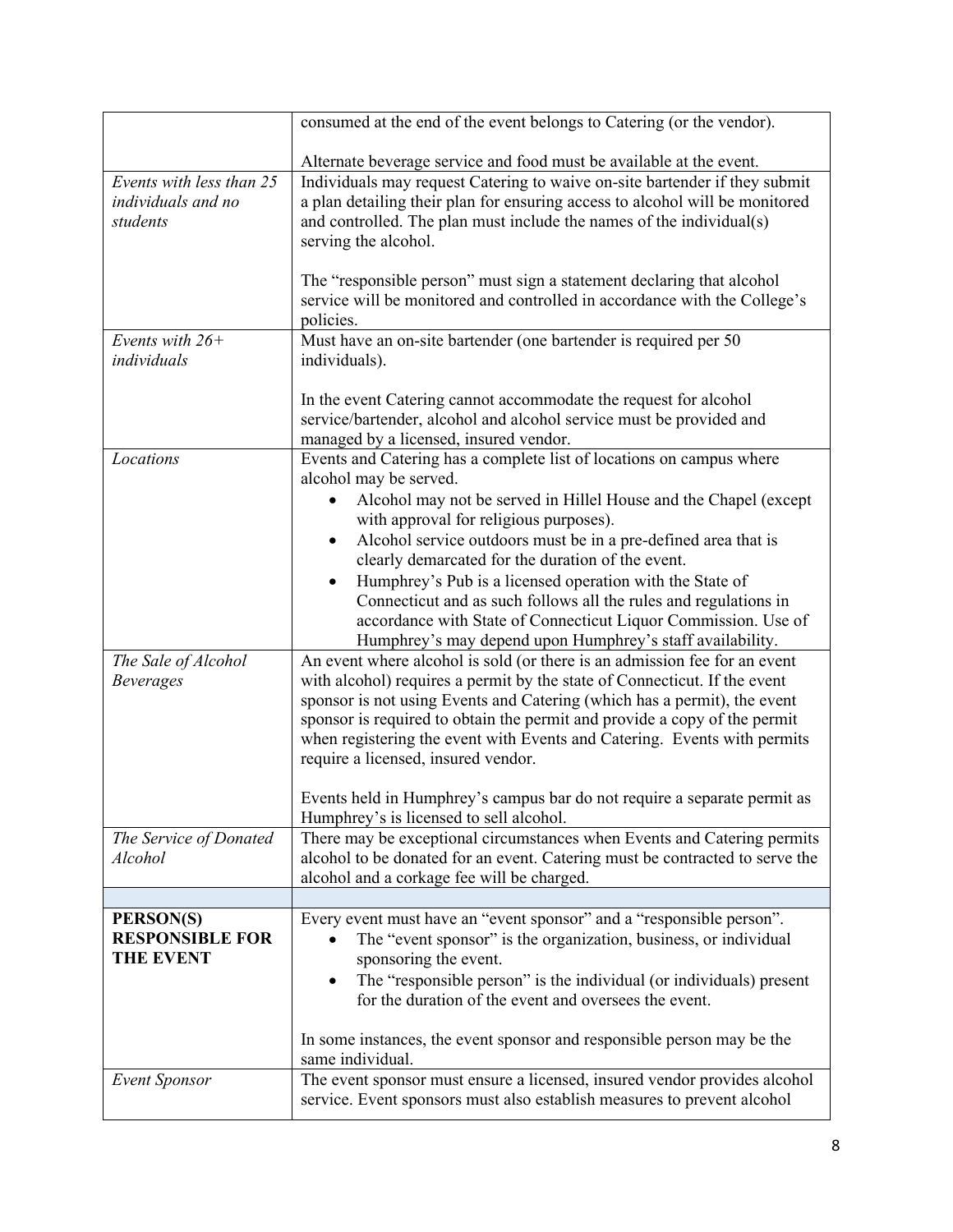| | |
|---|---|
| | consumed at the end of the event belongs to Catering (or the vendor).<br><br>Alternate beverage service and food must be available at the event. |
| *Events with less than 25 individuals and no students* | Individuals may request Catering to waive on-site bartender if they submit a plan detailing their plan for ensuring access to alcohol will be monitored and controlled. The plan must include the names of the individual(s) serving the alcohol.<br><br>The "responsible person" must sign a statement declaring that alcohol service will be monitored and controlled in accordance with the College's policies. |
| *Events with 26+ individuals* | Must have an on-site bartender (one bartender is required per 50 individuals).<br><br>In the event Catering cannot accommodate the request for alcohol service/bartender, alcohol and alcohol service must be provided and managed by a licensed, insured vendor. |
| *Locations* | Events and Catering has a complete list of locations on campus where alcohol may be served.<br>• Alcohol may not be served in Hillel House and the Chapel (except with approval for religious purposes).<br>• Alcohol service outdoors must be in a pre-defined area that is clearly demarcated for the duration of the event.<br>• Humphrey's Pub is a licensed operation with the State of Connecticut and as such follows all the rules and regulations in accordance with State of Connecticut Liquor Commission. Use of Humphrey's may depend upon Humphrey's staff availability. |
| *The Sale of Alcohol Beverages* | An event where alcohol is sold (or there is an admission fee for an event with alcohol) requires a permit by the state of Connecticut. If the event sponsor is not using Events and Catering (which has a permit), the event sponsor is required to obtain the permit and provide a copy of the permit when registering the event with Events and Catering. Events with permits require a licensed, insured vendor.<br><br>Events held in Humphrey's campus bar do not require a separate permit as Humphrey's is licensed to sell alcohol. |
| *The Service of Donated Alcohol* | There may be exceptional circumstances when Events and Catering permits alcohol to be donated for an event. Catering must be contracted to serve the alcohol and a corkage fee will be charged. |
| | |
| **PERSON(S) RESPONSIBLE FOR THE EVENT** | Every event must have an "event sponsor" and a "responsible person".<br>• The "event sponsor" is the organization, business, or individual sponsoring the event.<br>• The "responsible person" is the individual (or individuals) present for the duration of the event and oversees the event.<br><br>In some instances, the event sponsor and responsible person may be the same individual. |
| *Event Sponsor* | The event sponsor must ensure a licensed, insured vendor provides alcohol service. Event sponsors must also establish measures to prevent alcohol |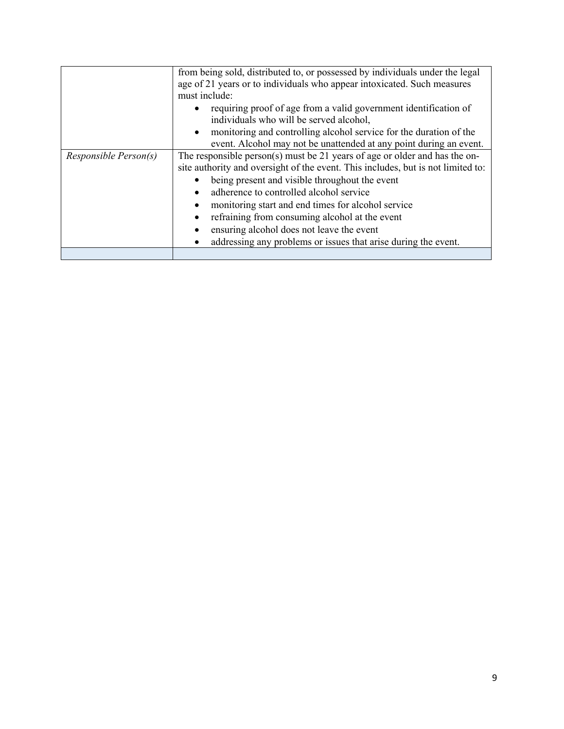| | |
|---|---|
| | from being sold, distributed to, or possessed by individuals under the legal age of 21 years or to individuals who appear intoxicated. Such measures must include:<br>• requiring proof of age from a valid government identification of individuals who will be served alcohol,<br>• monitoring and controlling alcohol service for the duration of the event. Alcohol may not be unattended at any point during an event. |
| *Responsible Person(s)* | The responsible person(s) must be 21 years of age or older and has the on-site authority and oversight of the event. This includes, but is not limited to:<br>• being present and visible throughout the event<br>• adherence to controlled alcohol service<br>• monitoring start and end times for alcohol service<br>• refraining from consuming alcohol at the event<br>• ensuring alcohol does not leave the event<br>• addressing any problems or issues that arise during the event. |
| | |